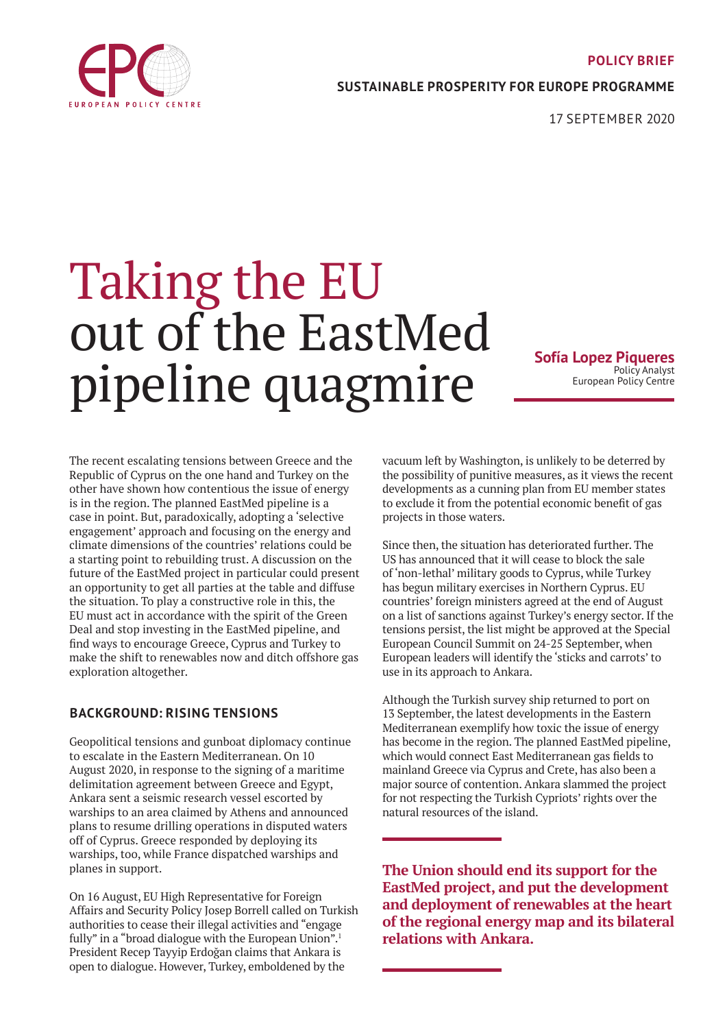**POLICY BRIEF**

**SUSTAINABLE PROSPERITY FOR EUROPE PROGRAMME**

17 SEPTEMBER 2020

# Taking the EU out of the EastMed pipeline quagmire

**Sofía Lopez Piqueres**
Policy Analyst
European Policy Centre

The recent escalating tensions between Greece and the Republic of Cyprus on the one hand and Turkey on the other have shown how contentious the issue of energy is in the region. The planned EastMed pipeline is a case in point. But, paradoxically, adopting a 'selective engagement' approach and focusing on the energy and climate dimensions of the countries' relations could be a starting point to rebuilding trust. A discussion on the future of the EastMed project in particular could present an opportunity to get all parties at the table and diffuse the situation. To play a constructive role in this, the EU must act in accordance with the spirit of the Green Deal and stop investing in the EastMed pipeline, and find ways to encourage Greece, Cyprus and Turkey to make the shift to renewables now and ditch offshore gas exploration altogether.

## BACKGROUND: RISING TENSIONS

Geopolitical tensions and gunboat diplomacy continue to escalate in the Eastern Mediterranean. On 10 August 2020, in response to the signing of a maritime delimitation agreement between Greece and Egypt, Ankara sent a seismic research vessel escorted by warships to an area claimed by Athens and announced plans to resume drilling operations in disputed waters off of Cyprus. Greece responded by deploying its warships, too, while France dispatched warships and planes in support.

On 16 August, EU High Representative for Foreign Affairs and Security Policy Josep Borrell called on Turkish authorities to cease their illegal activities and "engage fully" in a "broad dialogue with the European Union".[1] President Recep Tayyip Erdoğan claims that Ankara is open to dialogue. However, Turkey, emboldened by the vacuum left by Washington, is unlikely to be deterred by the possibility of punitive measures, as it views the recent developments as a cunning plan from EU member states to exclude it from the potential economic benefit of gas projects in those waters.

Since then, the situation has deteriorated further. The US has announced that it will cease to block the sale of 'non-lethal' military goods to Cyprus, while Turkey has begun military exercises in Northern Cyprus. EU countries' foreign ministers agreed at the end of August on a list of sanctions against Turkey's energy sector. If the tensions persist, the list might be approved at the Special European Council Summit on 24-25 September, when European leaders will identify the 'sticks and carrots' to use in its approach to Ankara.

Although the Turkish survey ship returned to port on 13 September, the latest developments in the Eastern Mediterranean exemplify how toxic the issue of energy has become in the region. The planned EastMed pipeline, which would connect East Mediterranean gas fields to mainland Greece via Cyprus and Crete, has also been a major source of contention. Ankara slammed the project for not respecting the Turkish Cypriots' rights over the natural resources of the island.

**The Union should end its support for the EastMed project, and put the development and deployment of renewables at the heart of the regional energy map and its bilateral relations with Ankara.**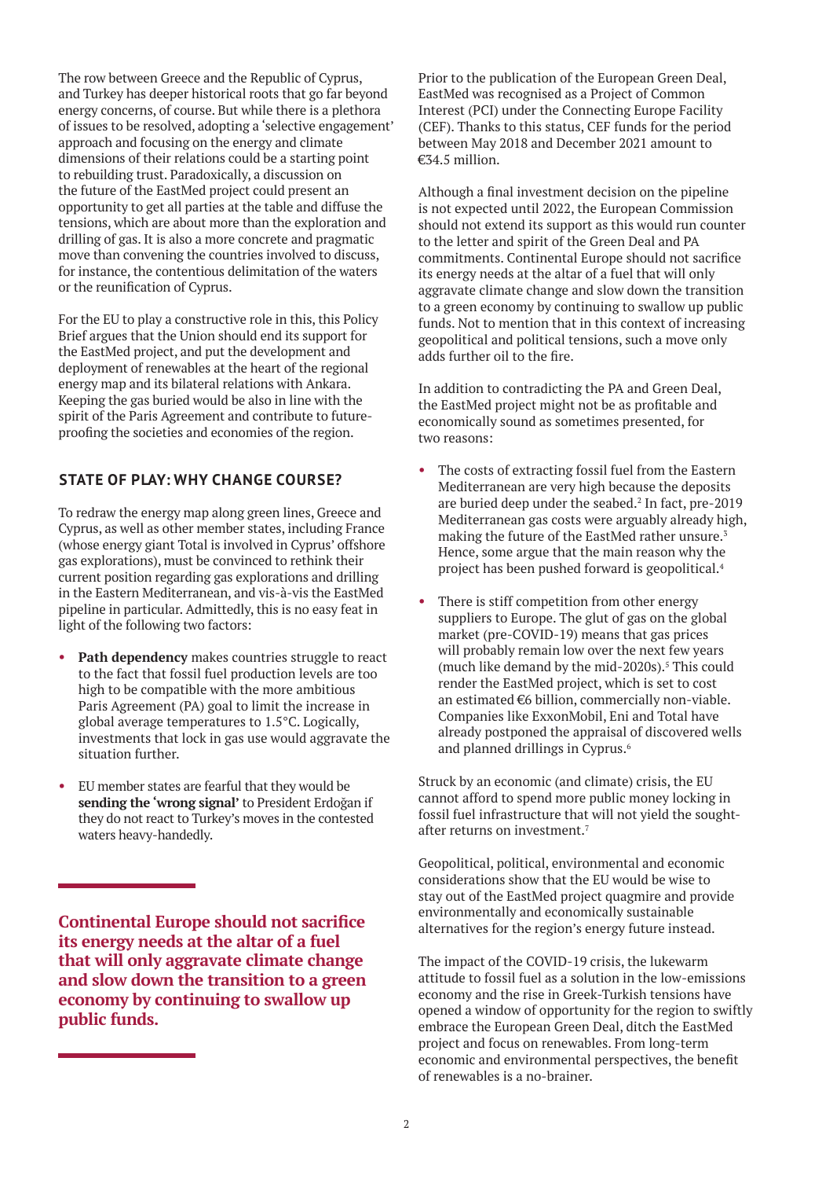The row between Greece and the Republic of Cyprus, and Turkey has deeper historical roots that go far beyond energy concerns, of course. But while there is a plethora of issues to be resolved, adopting a 'selective engagement' approach and focusing on the energy and climate dimensions of their relations could be a starting point to rebuilding trust. Paradoxically, a discussion on the future of the EastMed project could present an opportunity to get all parties at the table and diffuse the tensions, which are about more than the exploration and drilling of gas. It is also a more concrete and pragmatic move than convening the countries involved to discuss, for instance, the contentious delimitation of the waters or the reunification of Cyprus.

For the EU to play a constructive role in this, this Policy Brief argues that the Union should end its support for the EastMed project, and put the development and deployment of renewables at the heart of the regional energy map and its bilateral relations with Ankara. Keeping the gas buried would be also in line with the spirit of the Paris Agreement and contribute to future-proofing the societies and economies of the region.

## STATE OF PLAY: WHY CHANGE COURSE?

To redraw the energy map along green lines, Greece and Cyprus, as well as other member states, including France (whose energy giant Total is involved in Cyprus' offshore gas explorations), must be convinced to rethink their current position regarding gas explorations and drilling in the Eastern Mediterranean, and vis-à-vis the EastMed pipeline in particular. Admittedly, this is no easy feat in light of the following two factors:

- **Path dependency** makes countries struggle to react to the fact that fossil fuel production levels are too high to be compatible with the more ambitious Paris Agreement (PA) goal to limit the increase in global average temperatures to 1.5°C. Logically, investments that lock in gas use would aggravate the situation further.
- EU member states are fearful that they would be **sending the 'wrong signal'** to President Erdoğan if they do not react to Turkey's moves in the contested waters heavy-handedly.

**Continental Europe should not sacrifice its energy needs at the altar of a fuel that will only aggravate climate change and slow down the transition to a green economy by continuing to swallow up public funds.**

Prior to the publication of the European Green Deal, EastMed was recognised as a Project of Common Interest (PCI) under the Connecting Europe Facility (CEF). Thanks to this status, CEF funds for the period between May 2018 and December 2021 amount to €34.5 million.

Although a final investment decision on the pipeline is not expected until 2022, the European Commission should not extend its support as this would run counter to the letter and spirit of the Green Deal and PA commitments. Continental Europe should not sacrifice its energy needs at the altar of a fuel that will only aggravate climate change and slow down the transition to a green economy by continuing to swallow up public funds. Not to mention that in this context of increasing geopolitical and political tensions, such a move only adds further oil to the fire.

In addition to contradicting the PA and Green Deal, the EastMed project might not be as profitable and economically sound as sometimes presented, for two reasons:

- The costs of extracting fossil fuel from the Eastern Mediterranean are very high because the deposits are buried deep under the seabed.[2] In fact, pre-2019 Mediterranean gas costs were arguably already high, making the future of the EastMed rather unsure.[3] Hence, some argue that the main reason why the project has been pushed forward is geopolitical.[4]
- There is stiff competition from other energy suppliers to Europe. The glut of gas on the global market (pre-COVID-19) means that gas prices will probably remain low over the next few years (much like demand by the mid-2020s).[5] This could render the EastMed project, which is set to cost an estimated €6 billion, commercially non-viable. Companies like ExxonMobil, Eni and Total have already postponed the appraisal of discovered wells and planned drillings in Cyprus.[6]

Struck by an economic (and climate) crisis, the EU cannot afford to spend more public money locking in fossil fuel infrastructure that will not yield the sought-after returns on investment.[7]

Geopolitical, political, environmental and economic considerations show that the EU would be wise to stay out of the EastMed project quagmire and provide environmentally and economically sustainable alternatives for the region's energy future instead.

The impact of the COVID-19 crisis, the lukewarm attitude to fossil fuel as a solution in the low-emissions economy and the rise in Greek-Turkish tensions have opened a window of opportunity for the region to swiftly embrace the European Green Deal, ditch the EastMed project and focus on renewables. From long-term economic and environmental perspectives, the benefit of renewables is a no-brainer.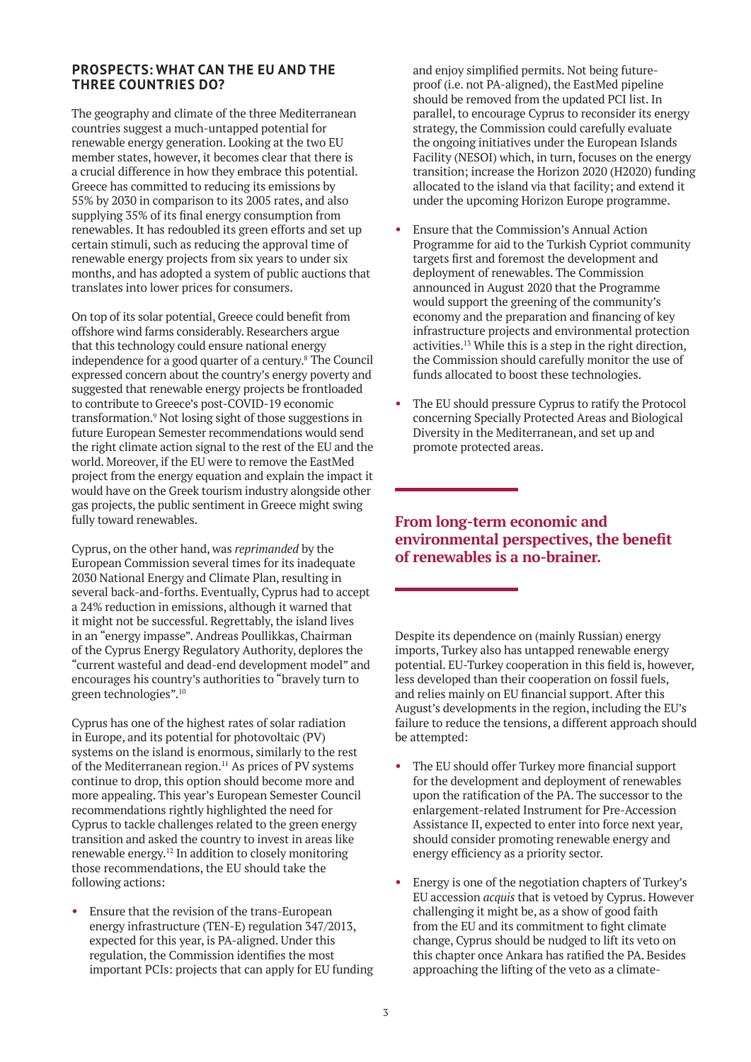## PROSPECTS: WHAT CAN THE EU AND THE THREE COUNTRIES DO?

The geography and climate of the three Mediterranean countries suggest a much-untapped potential for renewable energy generation. Looking at the two EU member states, however, it becomes clear that there is a crucial difference in how they embrace this potential. Greece has committed to reducing its emissions by 55% by 2030 in comparison to its 2005 rates, and also supplying 35% of its final energy consumption from renewables. It has redoubled its green efforts and set up certain stimuli, such as reducing the approval time of renewable energy projects from six years to under six months, and has adopted a system of public auctions that translates into lower prices for consumers.

On top of its solar potential, Greece could benefit from offshore wind farms considerably. Researchers argue that this technology could ensure national energy independence for a good quarter of a century.[8] The Council expressed concern about the country's energy poverty and suggested that renewable energy projects be frontloaded to contribute to Greece's post-COVID-19 economic transformation.[9] Not losing sight of those suggestions in future European Semester recommendations would send the right climate action signal to the rest of the EU and the world. Moreover, if the EU were to remove the EastMed project from the energy equation and explain the impact it would have on the Greek tourism industry alongside other gas projects, the public sentiment in Greece might swing fully toward renewables.

Cyprus, on the other hand, was *reprimanded* by the European Commission several times for its inadequate 2030 National Energy and Climate Plan, resulting in several back-and-forths. Eventually, Cyprus had to accept a 24% reduction in emissions, although it warned that it might not be successful. Regrettably, the island lives in an "energy impasse". Andreas Poullikkas, Chairman of the Cyprus Energy Regulatory Authority, deplores the "current wasteful and dead-end development model" and encourages his country's authorities to "bravely turn to green technologies".[10]

Cyprus has one of the highest rates of solar radiation in Europe, and its potential for photovoltaic (PV) systems on the island is enormous, similarly to the rest of the Mediterranean region.[11] As prices of PV systems continue to drop, this option should become more and more appealing. This year's European Semester Council recommendations rightly highlighted the need for Cyprus to tackle challenges related to the green energy transition and asked the country to invest in areas like renewable energy.[12] In addition to closely monitoring those recommendations, the EU should take the following actions:

- Ensure that the revision of the trans-European energy infrastructure (TEN-E) regulation 347/2013, expected for this year, is PA-aligned. Under this regulation, the Commission identifies the most important PCIs: projects that can apply for EU funding and enjoy simplified permits. Not being future-proof (i.e. not PA-aligned), the EastMed pipeline should be removed from the updated PCI list. In parallel, to encourage Cyprus to reconsider its energy strategy, the Commission could carefully evaluate the ongoing initiatives under the European Islands Facility (NESOI) which, in turn, focuses on the energy transition; increase the Horizon 2020 (H2020) funding allocated to the island via that facility; and extend it under the upcoming Horizon Europe programme.
- Ensure that the Commission's Annual Action Programme for aid to the Turkish Cypriot community targets first and foremost the development and deployment of renewables. The Commission announced in August 2020 that the Programme would support the greening of the community's economy and the preparation and financing of key infrastructure projects and environmental protection activities.[13] While this is a step in the right direction, the Commission should carefully monitor the use of funds allocated to boost these technologies.
- The EU should pressure Cyprus to ratify the Protocol concerning Specially Protected Areas and Biological Diversity in the Mediterranean, and set up and promote protected areas.

**From long-term economic and environmental perspectives, the benefit of renewables is a no-brainer.**

Despite its dependence on (mainly Russian) energy imports, Turkey also has untapped renewable energy potential. EU-Turkey cooperation in this field is, however, less developed than their cooperation on fossil fuels, and relies mainly on EU financial support. After this August's developments in the region, including the EU's failure to reduce the tensions, a different approach should be attempted:

- The EU should offer Turkey more financial support for the development and deployment of renewables upon the ratification of the PA. The successor to the enlargement-related Instrument for Pre-Accession Assistance II, expected to enter into force next year, should consider promoting renewable energy and energy efficiency as a priority sector.
- Energy is one of the negotiation chapters of Turkey's EU accession *acquis* that is vetoed by Cyprus. However challenging it might be, as a show of good faith from the EU and its commitment to fight climate change, Cyprus should be nudged to lift its veto on this chapter once Ankara has ratified the PA. Besides approaching the lifting of the veto as a climate-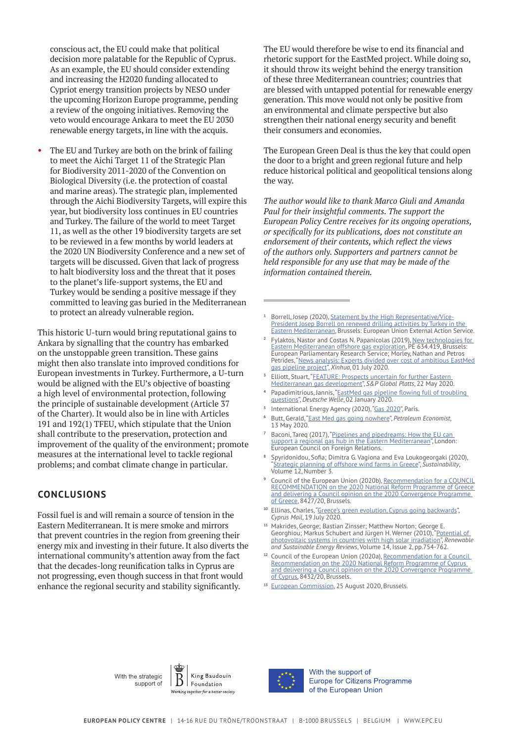conscious act, the EU could make that political decision more palatable for the Republic of Cyprus. As an example, the EU should consider extending and increasing the H2020 funding allocated to Cypriot energy transition projects by NESO under the upcoming Horizon Europe programme, pending a review of the ongoing initiatives. Removing the veto would encourage Ankara to meet the EU 2030 renewable energy targets, in line with the acquis.

- The EU and Turkey are both on the brink of failing to meet the Aichi Target 11 of the Strategic Plan for Biodiversity 2011-2020 of the Convention on Biological Diversity (i.e. the protection of coastal and marine areas). The strategic plan, implemented through the Aichi Biodiversity Targets, will expire this year, but biodiversity loss continues in EU countries and Turkey. The failure of the world to meet Target 11, as well as the other 19 biodiversity targets are set to be reviewed in a few months by world leaders at the 2020 UN Biodiversity Conference and a new set of targets will be discussed. Given that lack of progress to halt biodiversity loss and the threat that it poses to the planet's life-support systems, the EU and Turkey would be sending a positive message if they committed to leaving gas buried in the Mediterranean to protect an already vulnerable region.

This historic U-turn would bring reputational gains to Ankara by signalling that the country has embarked on the unstoppable green transition. These gains might then also translate into improved conditions for European investments in Turkey. Furthermore, a U-turn would be aligned with the EU's objective of boasting a high level of environmental protection, following the principle of sustainable development (Article 37 of the Charter). It would also be in line with Articles 191 and 192(1) TFEU, which stipulate that the Union shall contribute to the preservation, protection and improvement of the quality of the environment; promote measures at the international level to tackle regional problems; and combat climate change in particular.

## CONCLUSIONS

Fossil fuel is and will remain a source of tension in the Eastern Mediterranean. It is mere smoke and mirrors that prevent countries in the region from greening their energy mix and investing in their future. It also diverts the international community's attention away from the fact that the decades-long reunification talks in Cyprus are not progressing, even though success in that front would enhance the regional security and stability significantly.

The EU would therefore be wise to end its financial and rhetoric support for the EastMed project. While doing so, it should throw its weight behind the energy transition of these three Mediterranean countries; countries that are blessed with untapped potential for renewable energy generation. This move would not only be positive from an environmental and climate perspective but also strengthen their national energy security and benefit their consumers and economies.

The European Green Deal is thus the key that could open the door to a bright and green regional future and help reduce historical political and geopolitical tensions along the way.

*The author would like to thank Marco Giuli and Amanda Paul for their insightful comments. The support the European Policy Centre receives for its ongoing operations, or specifically for its publications, does not constitute an endorsement of their contents, which reflect the views of the authors only. Supporters and partners cannot be held responsible for any use that may be made of the information contained therein.*

---

[1] Borrell, Josep (2020), Statement by the High Representative/Vice-President Josep Borrell on renewed drilling activities by Turkey in the Eastern Mediterranean, Brussels: European Union External Action Service.

[2] Fylaktos, Nastor and Costas N. Papanicolas (2019), New technologies for Eastern Mediterranean offshore gas exploration, PE 634.419, Brussels: European Parliamentary Research Service; Morley, Nathan and Petros Petrides, "News analysis: Experts divided over cost of ambitious EastMed gas pipeline project", *Xinhua*, 01 July 2020.

[3] Elliott, Stuart, "FEATURE: Prospects uncertain for further Eastern Mediterranean gas development", *S&P Global Platts*, 22 May 2020.

[4] Papadimitriou, Jannis, "EastMed gas pipeline flowing full of troubling questions", *Deutsche Welle*, 02 January 2020.

[5] International Energy Agency (2020), "Gas 2020", Paris.

[6] Butt, Gerald, "East Med gas going nowhere", *Petroleum Economist*, 13 May 2020.

[7] Baconi, Tareq (2017), "Pipelines and pipedreams: How the EU can support a regional gas hub in the Eastern Mediterranean", London: European Council on Foreign Relations.

[8] Spyridonidou, Sofia; Dimitra G. Vagiona and Eva Loukogeorgaki (2020), "Strategic planning of offshore wind farms in Greece", *Sustainability*, Volume 12, Number 3.

[9] Council of the European Union (2020b), Recommendation for a COUNCIL RECOMMENDATION on the 2020 National Reform Programme of Greece and delivering a Council opinion on the 2020 Convergence Programme of Greece, 8427/20, Brussels.

[10] Ellinas, Charles, "Greece's green evolution, Cyprus going backwards", *Cyprus Mail*, 19 July 2020.

[11] Makrides, George; Bastian Zinsser; Matthew Norton; George E. Georghiou; Markus Schubert and Jürgen H. Werner (2010), "Potential of photovoltaic systems in countries with high solar irradiation", *Renewable and Sustainable Energy Reviews*, Volume 14, Issue 2, pp.754-762.

[12] Council of the European Union (2020a), Recommendation for a Council Recommendation on the 2020 National Reform Programme of Cyprus and delivering a Council opinion on the 2020 Convergence Programme of Cyprus, 8432/20, Brussels.

[13] European Commission, 25 August 2020, Brussels.

With the strategic support of King Baudouin Foundation — Working together for a better society

With the support of Europe for Citizens Programme of the European Union